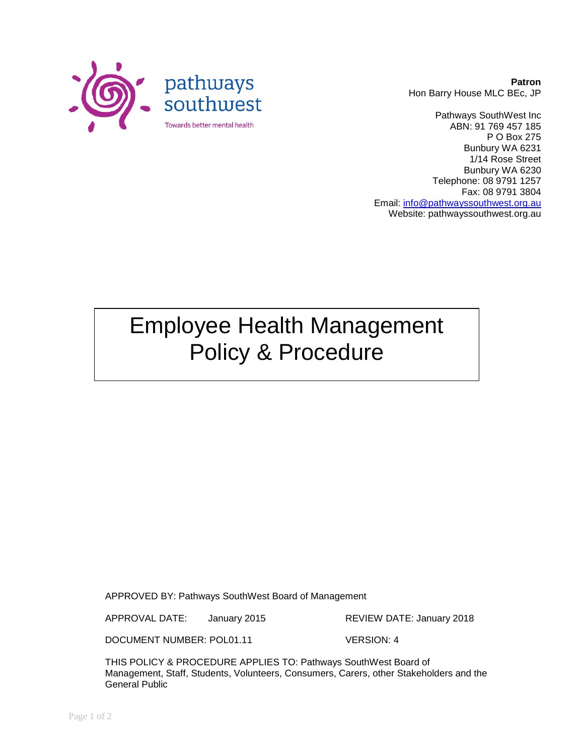pathways southwest

Towards better mental health

**Patron**
Hon Barry House MLC BEc, JP

Pathways SouthWest Inc
ABN: 91 769 457 185
P O Box 275
Bunbury WA 6231
1/14 Rose Street
Bunbury WA 6230
Telephone: 08 9791 1257
Fax: 08 9791 3804
Email: info@pathwayssouthwest.org.au
Website: pathwayssouthwest.org.au

# Employee Health Management Policy & Procedure

APPROVED BY: Pathways SouthWest Board of Management

APPROVAL DATE: January 2015 REVIEW DATE: January 2018

DOCUMENT NUMBER: POL01.11 VERSION: 4

THIS POLICY & PROCEDURE APPLIES TO: Pathways SouthWest Board of Management, Staff, Students, Volunteers, Consumers, Carers, other Stakeholders and the General Public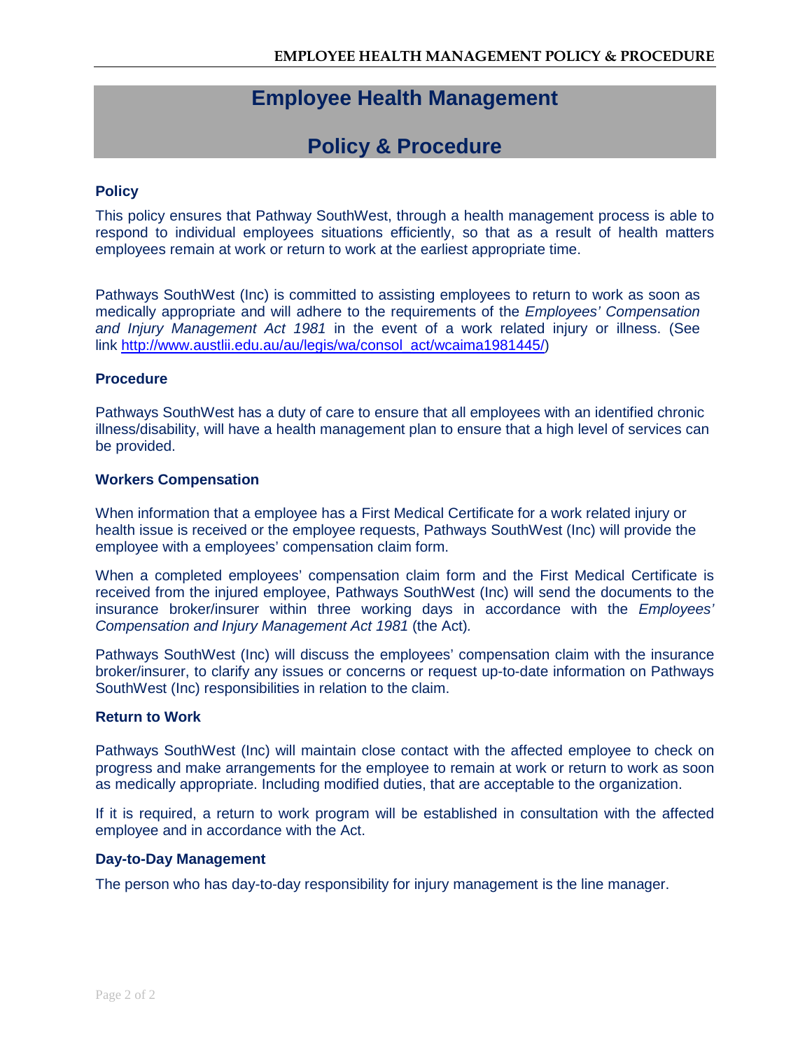# Employee Health Management

# Policy & Procedure

## Policy

This policy ensures that Pathway SouthWest, through a health management process is able to respond to individual employees situations efficiently, so that as a result of health matters employees remain at work or return to work at the earliest appropriate time.

Pathways SouthWest (Inc) is committed to assisting employees to return to work as soon as medically appropriate and will adhere to the requirements of the *Employees' Compensation and Injury Management Act 1981* in the event of a work related injury or illness. (See link http://www.austlii.edu.au/au/legis/wa/consol_act/wcaima1981445/)

## Procedure

Pathways SouthWest has a duty of care to ensure that all employees with an identified chronic illness/disability, will have a health management plan to ensure that a high level of services can be provided.

## Workers Compensation

When information that a employee has a First Medical Certificate for a work related injury or health issue is received or the employee requests, Pathways SouthWest (Inc) will provide the employee with a employees' compensation claim form.

When a completed employees' compensation claim form and the First Medical Certificate is received from the injured employee, Pathways SouthWest (Inc) will send the documents to the insurance broker/insurer within three working days in accordance with the *Employees' Compensation and Injury Management Act 1981* (the Act).

Pathways SouthWest (Inc) will discuss the employees' compensation claim with the insurance broker/insurer, to clarify any issues or concerns or request up-to-date information on Pathways SouthWest (Inc) responsibilities in relation to the claim.

## Return to Work

Pathways SouthWest (Inc) will maintain close contact with the affected employee to check on progress and make arrangements for the employee to remain at work or return to work as soon as medically appropriate. Including modified duties, that are acceptable to the organization.

If it is required, a return to work program will be established in consultation with the affected employee and in accordance with the Act.

## Day-to-Day Management

The person who has day-to-day responsibility for injury management is the line manager.